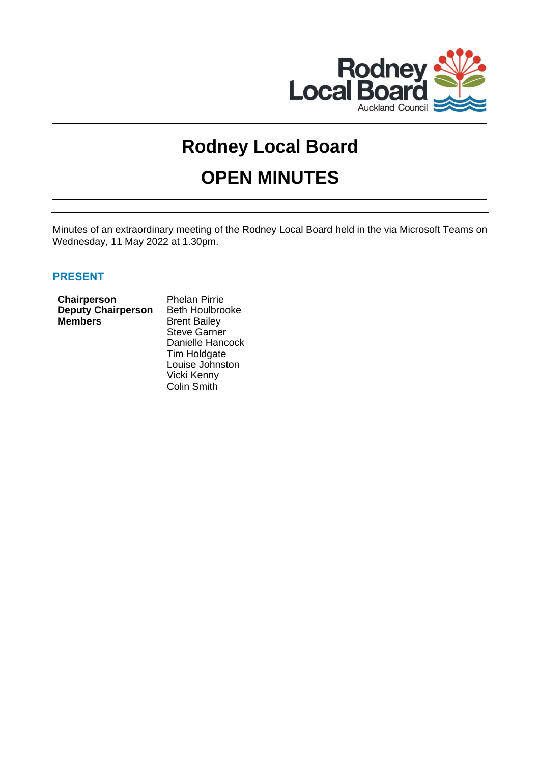# Rodney Local Board

# OPEN MINUTES

Minutes of an extraordinary meeting of the Rodney Local Board held in the via Microsoft Teams on Wednesday, 11 May 2022 at 1.30pm.

## PRESENT

| | |
|---|---|
| **Chairperson** | Phelan Pirrie |
| **Deputy Chairperson** | Beth Houlbrooke |
| **Members** | Brent Bailey |
| | Steve Garner |
| | Danielle Hancock |
| | Tim Holdgate |
| | Louise Johnston |
| | Vicki Kenny |
| | Colin Smith |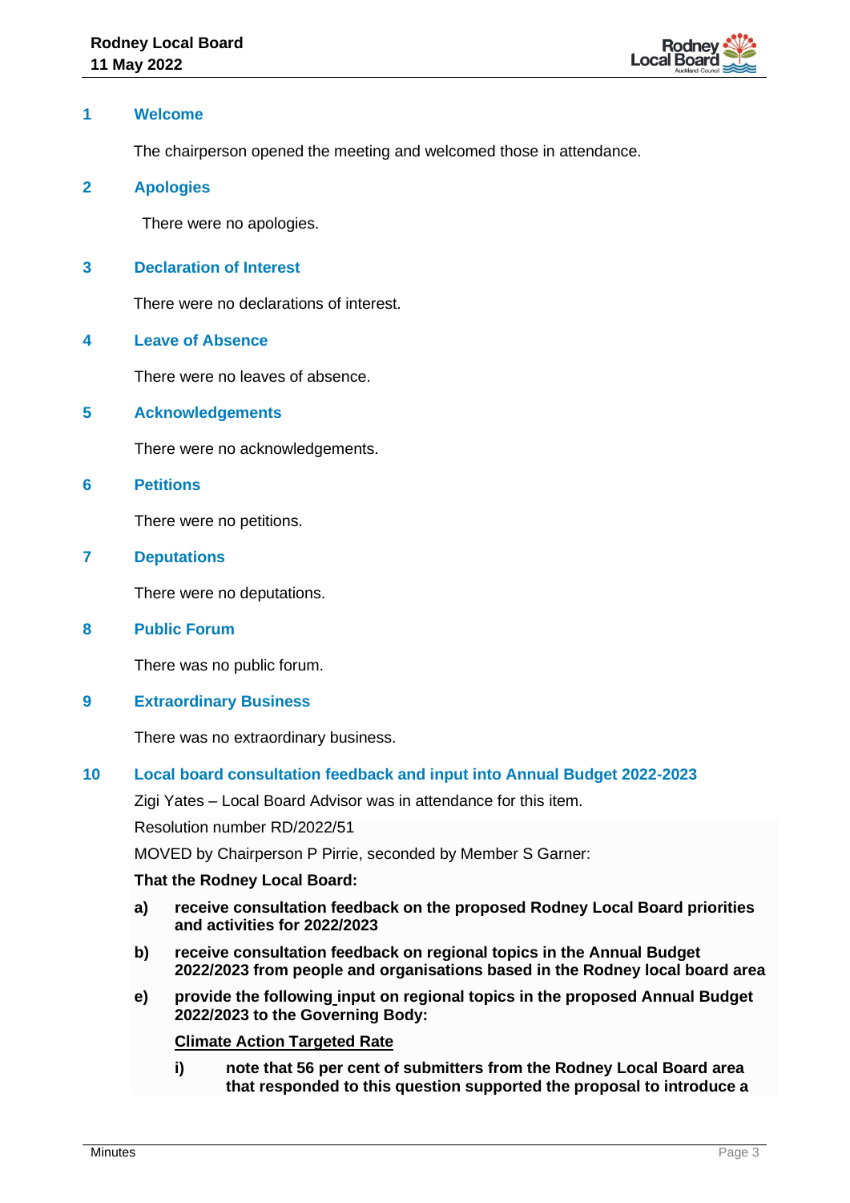## 1 Welcome

The chairperson opened the meeting and welcomed those in attendance.

## 2 Apologies

There were no apologies.

## 3 Declaration of Interest

There were no declarations of interest.

## 4 Leave of Absence

There were no leaves of absence.

## 5 Acknowledgements

There were no acknowledgements.

## 6 Petitions

There were no petitions.

## 7 Deputations

There were no deputations.

## 8 Public Forum

There was no public forum.

## 9 Extraordinary Business

There was no extraordinary business.

## 10 Local board consultation feedback and input into Annual Budget 2022-2023

Zigi Yates – Local Board Advisor was in attendance for this item.

Resolution number RD/2022/51

MOVED by Chairperson P Pirrie, seconded by Member S Garner:

**That the Rodney Local Board:**

**a) receive consultation feedback on the proposed Rodney Local Board priorities and activities for 2022/2023**

**b) receive consultation feedback on regional topics in the Annual Budget 2022/2023 from people and organisations based in the Rodney local board area**

**e) provide the following input on regional topics in the proposed Annual Budget 2022/2023 to the Governing Body:**

**<u>Climate Action Targeted Rate</u>**

**i) note that 56 per cent of submitters from the Rodney Local Board area that responded to this question supported the proposal to introduce a**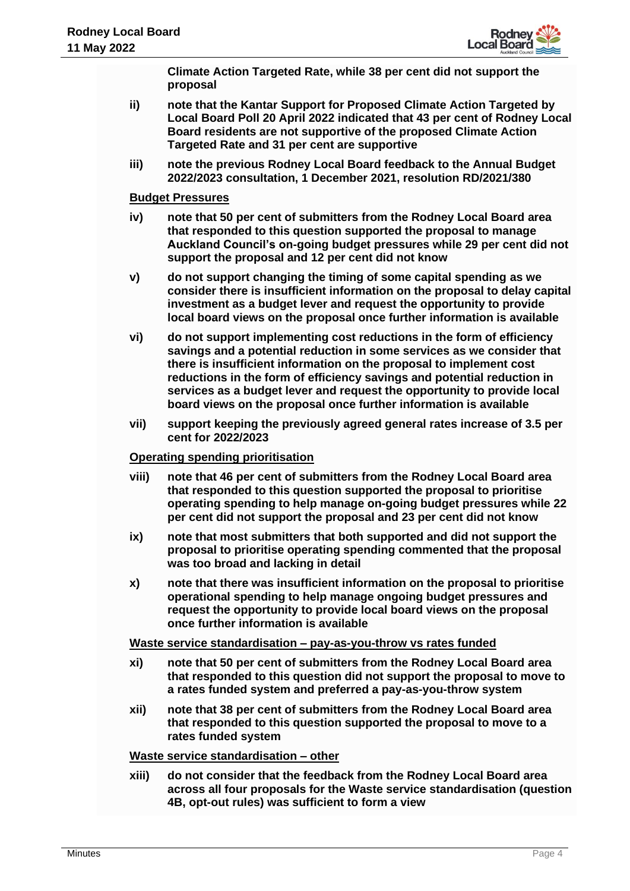**Climate Action Targeted Rate, while 38 per cent did not support the proposal**

- **ii) note that the Kantar Support for Proposed Climate Action Targeted by Local Board Poll 20 April 2022 indicated that 43 per cent of Rodney Local Board residents are not supportive of the proposed Climate Action Targeted Rate and 31 per cent are supportive**
- **iii) note the previous Rodney Local Board feedback to the Annual Budget 2022/2023 consultation, 1 December 2021, resolution RD/2021/380**

**Budget Pressures**

- **iv) note that 50 per cent of submitters from the Rodney Local Board area that responded to this question supported the proposal to manage Auckland Council's on-going budget pressures while 29 per cent did not support the proposal and 12 per cent did not know**
- **v) do not support changing the timing of some capital spending as we consider there is insufficient information on the proposal to delay capital investment as a budget lever and request the opportunity to provide local board views on the proposal once further information is available**
- **vi) do not support implementing cost reductions in the form of efficiency savings and a potential reduction in some services as we consider that there is insufficient information on the proposal to implement cost reductions in the form of efficiency savings and potential reduction in services as a budget lever and request the opportunity to provide local board views on the proposal once further information is available**
- **vii) support keeping the previously agreed general rates increase of 3.5 per cent for 2022/2023**

**Operating spending prioritisation**

- **viii) note that 46 per cent of submitters from the Rodney Local Board area that responded to this question supported the proposal to prioritise operating spending to help manage on-going budget pressures while 22 per cent did not support the proposal and 23 per cent did not know**
- **ix) note that most submitters that both supported and did not support the proposal to prioritise operating spending commented that the proposal was too broad and lacking in detail**
- **x) note that there was insufficient information on the proposal to prioritise operational spending to help manage ongoing budget pressures and request the opportunity to provide local board views on the proposal once further information is available**

**Waste service standardisation – pay-as-you-throw vs rates funded**

- **xi) note that 50 per cent of submitters from the Rodney Local Board area that responded to this question did not support the proposal to move to a rates funded system and preferred a pay-as-you-throw system**
- **xii) note that 38 per cent of submitters from the Rodney Local Board area that responded to this question supported the proposal to move to a rates funded system**

**Waste service standardisation – other**

- **xiii) do not consider that the feedback from the Rodney Local Board area across all four proposals for the Waste service standardisation (question 4B, opt-out rules) was sufficient to form a view**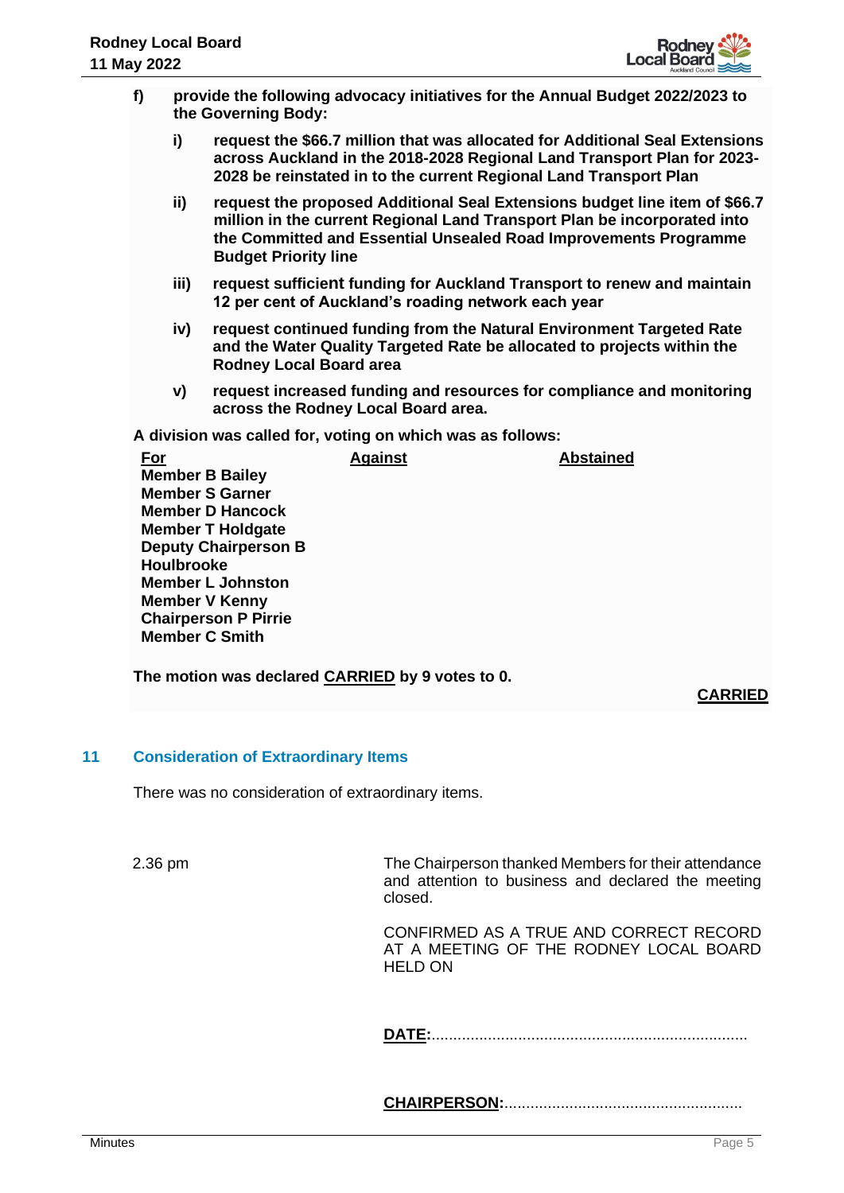**f) provide the following advocacy initiatives for the Annual Budget 2022/2023 to the Governing Body:**

**i) request the $66.7 million that was allocated for Additional Seal Extensions across Auckland in the 2018-2028 Regional Land Transport Plan for 2023-2028 be reinstated in to the current Regional Land Transport Plan**

**ii) request the proposed Additional Seal Extensions budget line item of $66.7 million in the current Regional Land Transport Plan be incorporated into the Committed and Essential Unsealed Road Improvements Programme Budget Priority line**

**iii) request sufficient funding for Auckland Transport to renew and maintain 12 per cent of Auckland's roading network each year**

**iv) request continued funding from the Natural Environment Targeted Rate and the Water Quality Targeted Rate be allocated to projects within the Rodney Local Board area**

**v) request increased funding and resources for compliance and monitoring across the Rodney Local Board area.**

**A division was called for, voting on which was as follows:**

| **For** | **Against** | **Abstained** |
| --- | --- | --- |
| **Member B Bailey** | | |
| **Member S Garner** | | |
| **Member D Hancock** | | |
| **Member T Holdgate** | | |
| **Deputy Chairperson B Houlbrooke** | | |
| **Member L Johnston** | | |
| **Member V Kenny** | | |
| **Chairperson P Pirrie** | | |
| **Member C Smith** | | |

**The motion was declared CARRIED by 9 votes to 0.**

**CARRIED**

## 11 Consideration of Extraordinary Items

There was no consideration of extraordinary items.

2.36 pm — The Chairperson thanked Members for their attendance and attention to business and declared the meeting closed.

CONFIRMED AS A TRUE AND CORRECT RECORD AT A MEETING OF THE RODNEY LOCAL BOARD HELD ON

**DATE:**.........................................................................

**CHAIRPERSON:**.......................................................